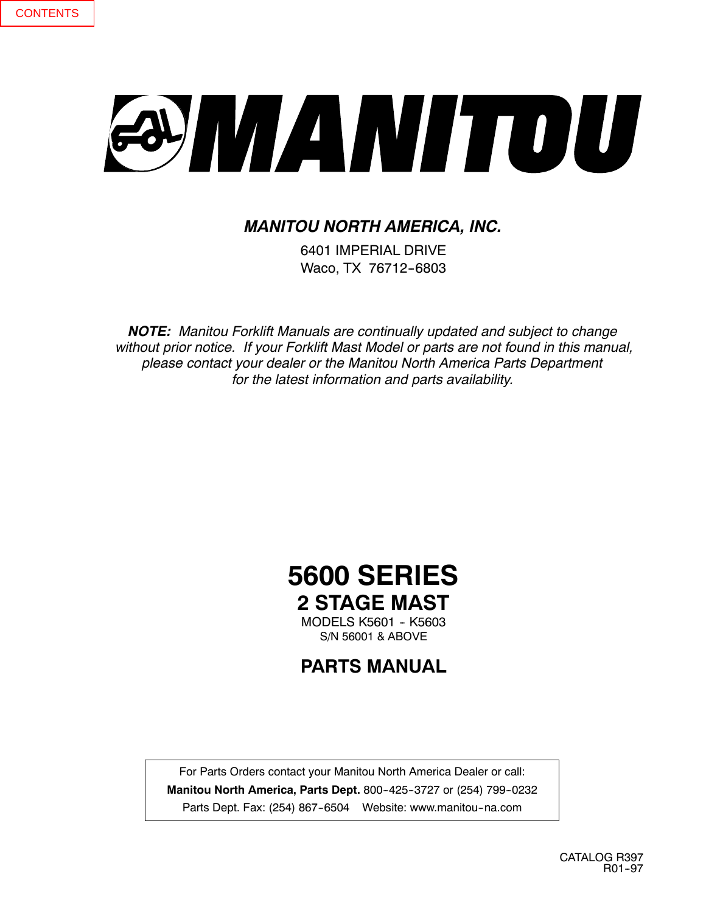CONTENTS

# MANITOU

***MANITOU NORTH AMERICA, INC.***

6401 IMPERIAL DRIVE
Waco, TX 76712-6803

***NOTE:*** *Manitou Forklift Manuals are continually updated and subject to change without prior notice. If your Forklift Mast Model or parts are not found in this manual, please contact your dealer or the Manitou North America Parts Department for the latest information and parts availability.*

# 5600 SERIES

## 2 STAGE MAST

MODELS K5601 - K5603
S/N 56001 & ABOVE

## PARTS MANUAL

For Parts Orders contact your Manitou North America Dealer or call:
**Manitou North America, Parts Dept.** 800-425-3727 or (254) 799-0232
Parts Dept. Fax: (254) 867-6504 Website: www.manitou-na.com

CATALOG R397
R01-97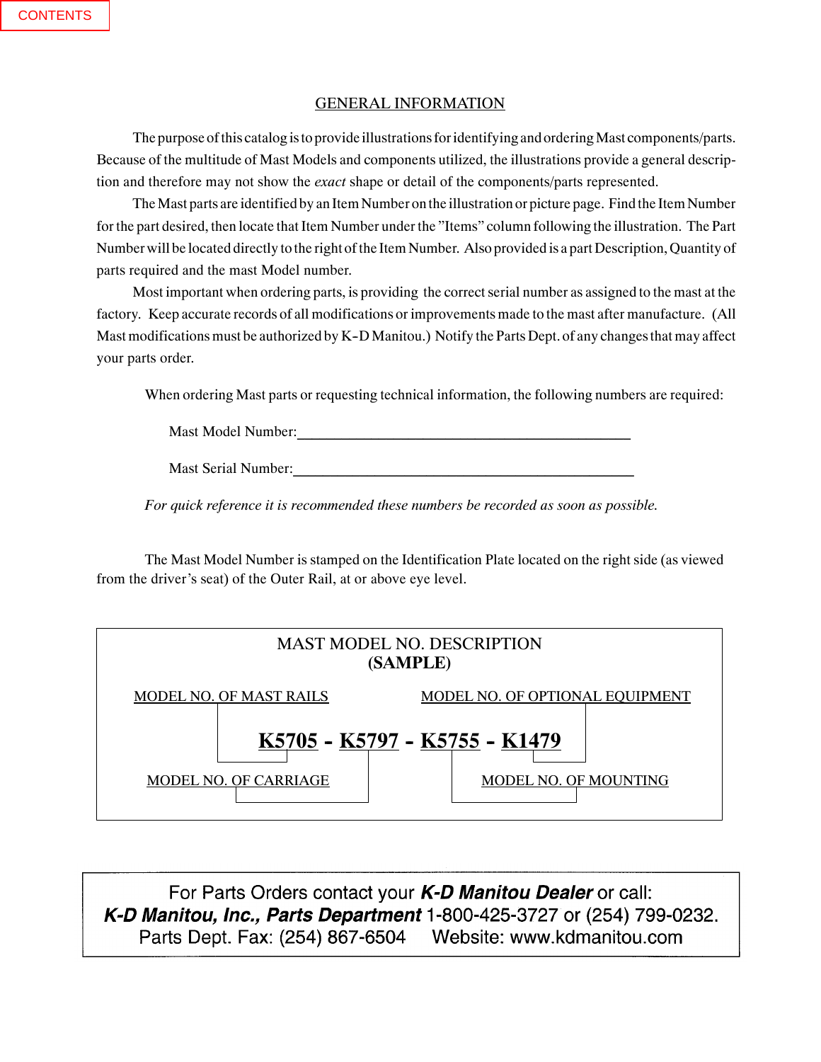CONTENTS

## GENERAL INFORMATION

The purpose of this catalog is to provide illustrations for identifying and ordering Mast components/parts. Because of the multitude of Mast Models and components utilized, the illustrations provide a general description and therefore may not show the *exact* shape or detail of the components/parts represented.

The Mast parts are identified by an Item Number on the illustration or picture page. Find the Item Number for the part desired, then locate that Item Number under the "Items" column following the illustration. The Part Number will be located directly to the right of the Item Number. Also provided is a part Description, Quantity of parts required and the mast Model number.

Most important when ordering parts, is providing the correct serial number as assigned to the mast at the factory. Keep accurate records of all modifications or improvements made to the mast after manufacture. (All Mast modifications must be authorized by K-D Manitou.) Notify the Parts Dept. of any changes that may affect your parts order.

When ordering Mast parts or requesting technical information, the following numbers are required:

Mast Model Number:______________________________________________

Mast Serial Number:______________________________________________

*For quick reference it is recommended these numbers be recorded as soon as possible.*

The Mast Model Number is stamped on the Identification Plate located on the right side (as viewed from the driver's seat) of the Outer Rail, at or above eye level.

**MAST MODEL NO. DESCRIPTION**
**(SAMPLE)**

MODEL NO. OF MAST RAILS — MODEL NO. OF OPTIONAL EQUIPMENT

**K5705 - K5797 - K5755 - K1479**

MODEL NO. OF CARRIAGE — MODEL NO. OF MOUNTING

For Parts Orders contact your ***K-D Manitou Dealer*** or call:
***K-D Manitou, Inc., Parts Department*** 1-800-425-3727 or (254) 799-0232.
Parts Dept. Fax: (254) 867-6504 Website: www.kdmanitou.com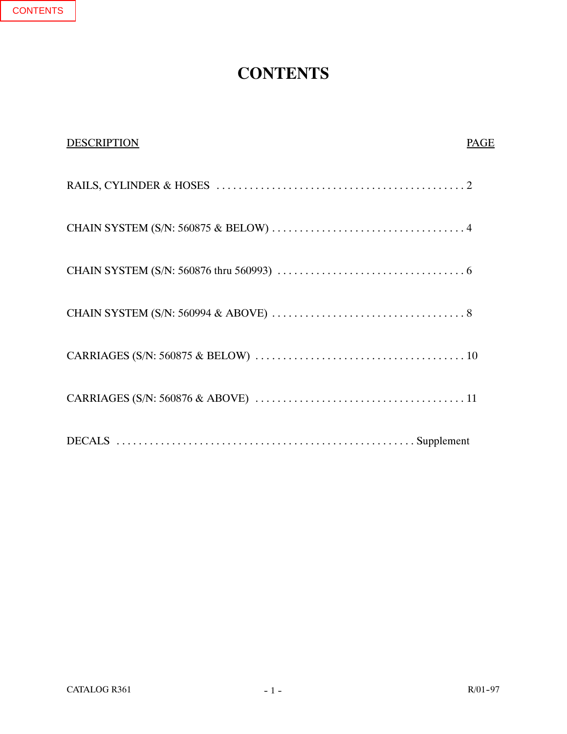# CONTENTS

| DESCRIPTION | PAGE |
| --- | --- |
| RAILS, CYLINDER & HOSES | 2 |
| CHAIN SYSTEM (S/N: 560875 & BELOW) | 4 |
| CHAIN SYSTEM (S/N: 560876 thru 560993) | 6 |
| CHAIN SYSTEM (S/N: 560994 & ABOVE) | 8 |
| CARRIAGES (S/N: 560875 & BELOW) | 10 |
| CARRIAGES (S/N: 560876 & ABOVE) | 11 |
| DECALS | Supplement |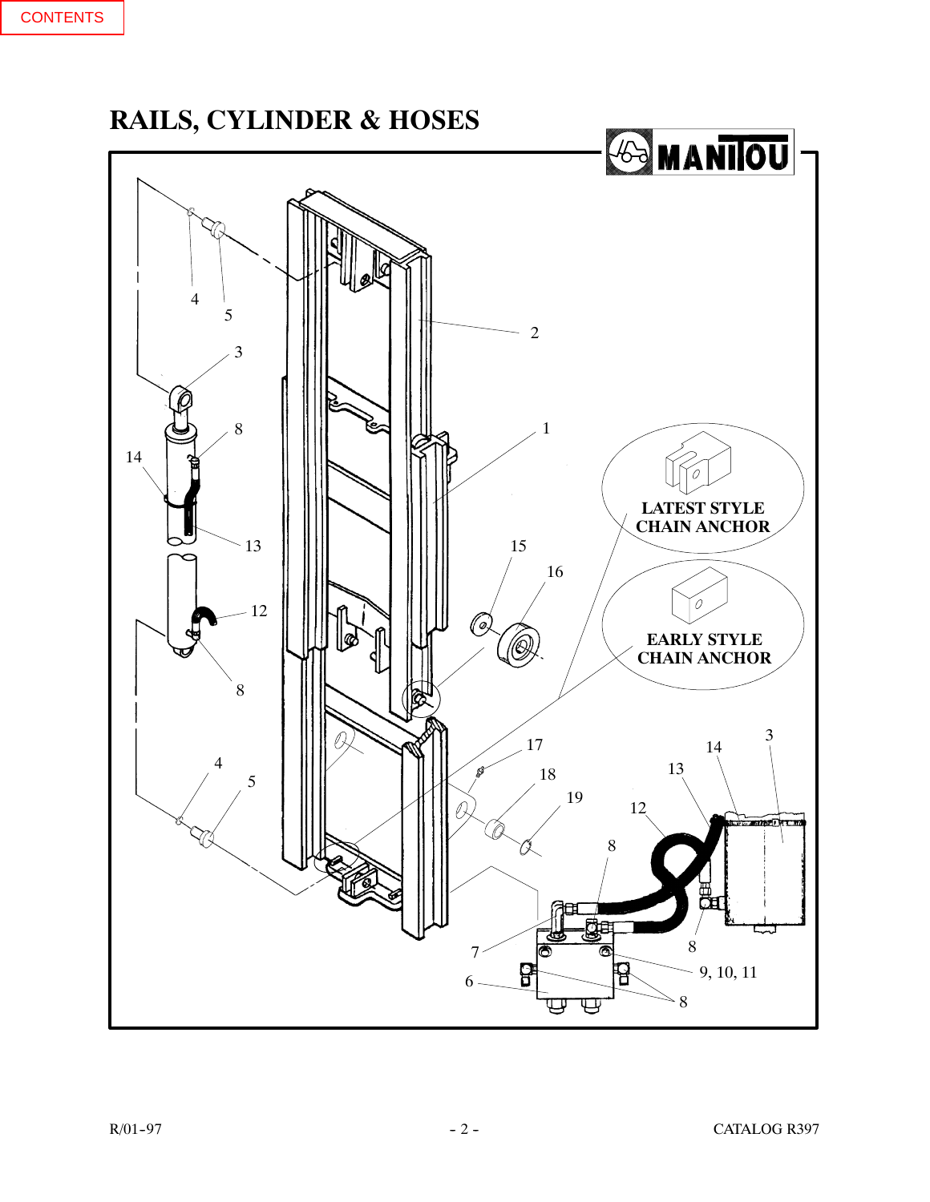# RAILS, CYLINDER & HOSES

LATEST STYLE CHAIN ANCHOR

EARLY STYLE CHAIN ANCHOR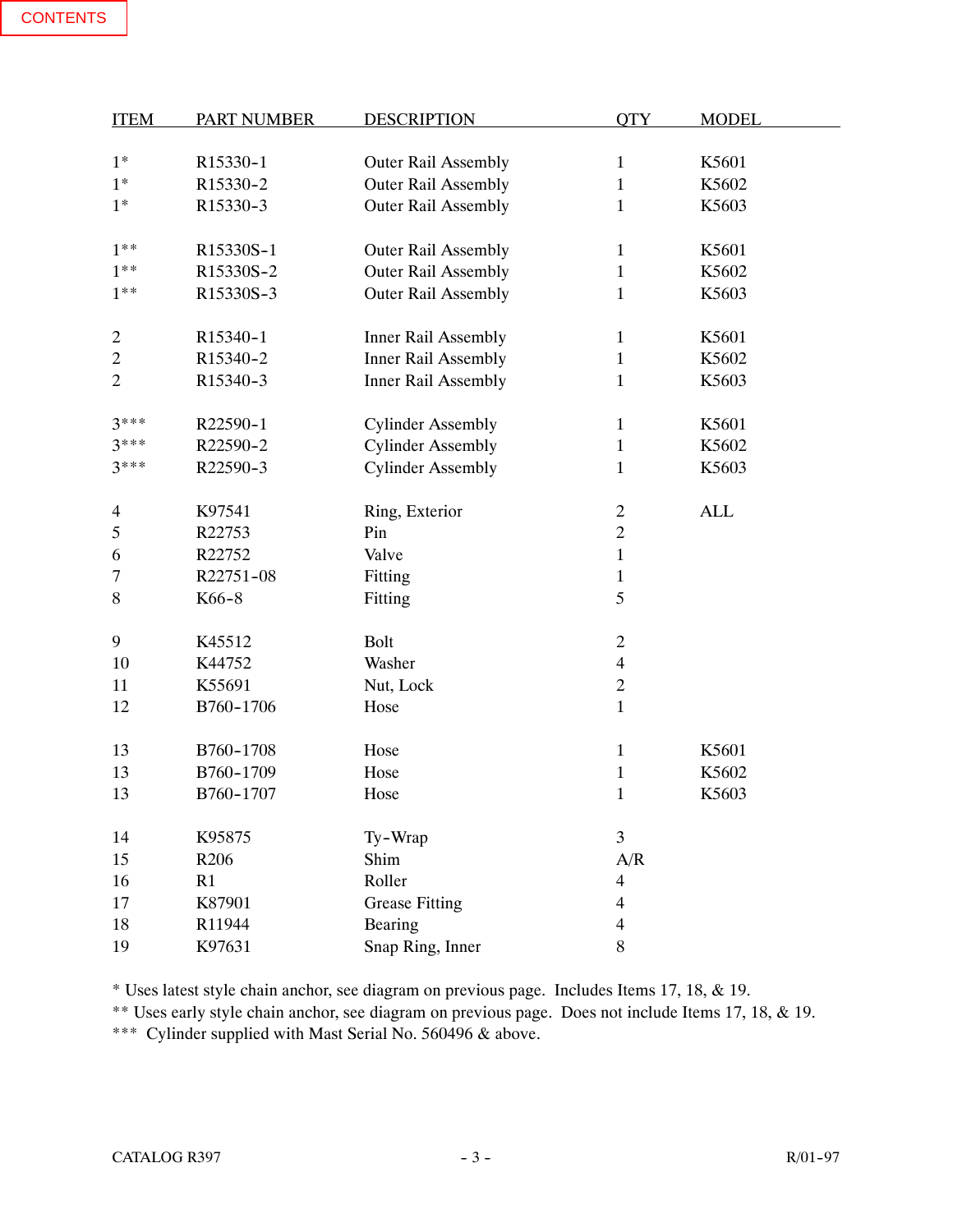CONTENTS

| ITEM | PART NUMBER | DESCRIPTION | QTY | MODEL |
|---|---|---|---|---|
| 1* | R15330-1 | Outer Rail Assembly | 1 | K5601 |
| 1* | R15330-2 | Outer Rail Assembly | 1 | K5602 |
| 1* | R15330-3 | Outer Rail Assembly | 1 | K5603 |
| 1** | R15330S-1 | Outer Rail Assembly | 1 | K5601 |
| 1** | R15330S-2 | Outer Rail Assembly | 1 | K5602 |
| 1** | R15330S-3 | Outer Rail Assembly | 1 | K5603 |
| 2 | R15340-1 | Inner Rail Assembly | 1 | K5601 |
| 2 | R15340-2 | Inner Rail Assembly | 1 | K5602 |
| 2 | R15340-3 | Inner Rail Assembly | 1 | K5603 |
| 3*** | R22590-1 | Cylinder Assembly | 1 | K5601 |
| 3*** | R22590-2 | Cylinder Assembly | 1 | K5602 |
| 3*** | R22590-3 | Cylinder Assembly | 1 | K5603 |
| 4 | K97541 | Ring, Exterior | 2 | ALL |
| 5 | R22753 | Pin | 2 | |
| 6 | R22752 | Valve | 1 | |
| 7 | R22751-08 | Fitting | 1 | |
| 8 | K66-8 | Fitting | 5 | |
| 9 | K45512 | Bolt | 2 | |
| 10 | K44752 | Washer | 4 | |
| 11 | K55691 | Nut, Lock | 2 | |
| 12 | B760-1706 | Hose | 1 | |
| 13 | B760-1708 | Hose | 1 | K5601 |
| 13 | B760-1709 | Hose | 1 | K5602 |
| 13 | B760-1707 | Hose | 1 | K5603 |
| 14 | K95875 | Ty-Wrap | 3 | |
| 15 | R206 | Shim | A/R | |
| 16 | R1 | Roller | 4 | |
| 17 | K87901 | Grease Fitting | 4 | |
| 18 | R11944 | Bearing | 4 | |
| 19 | K97631 | Snap Ring, Inner | 8 | |

* Uses latest style chain anchor, see diagram on previous page. Includes Items 17, 18, & 19.
** Uses early style chain anchor, see diagram on previous page. Does not include Items 17, 18, & 19.
*** Cylinder supplied with Mast Serial No. 560496 & above.

CATALOG R397 R/01-97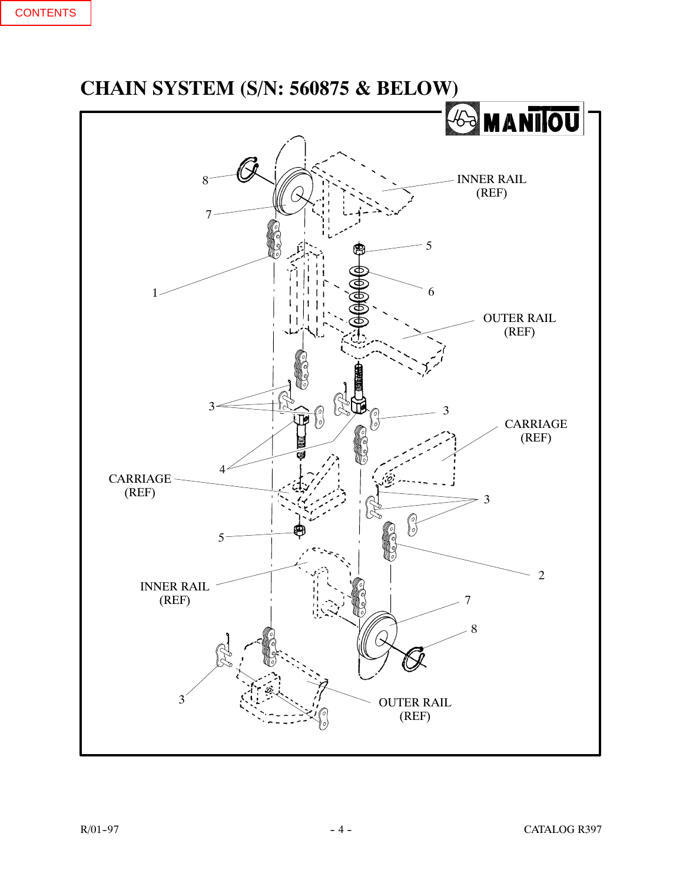# CHAIN SYSTEM (S/N: 560875 & BELOW)

MANITOU

8

7

1

5

6

INNER RAIL (REF)

OUTER RAIL (REF)

3

3

4

CARRIAGE (REF)

CARRIAGE (REF)

3

5

2

INNER RAIL (REF)

7

8

3

OUTER RAIL (REF)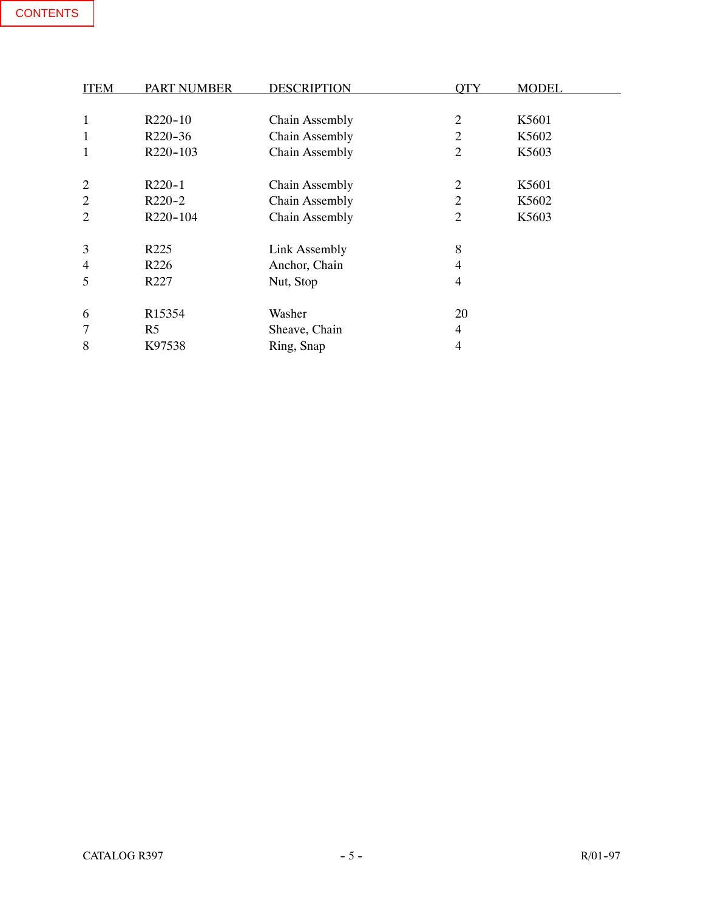CONTENTS

| ITEM | PART NUMBER | DESCRIPTION | QTY | MODEL |
|---|---|---|---|---|
| 1 | R220-10 | Chain Assembly | 2 | K5601 |
| 1 | R220-36 | Chain Assembly | 2 | K5602 |
| 1 | R220-103 | Chain Assembly | 2 | K5603 |
| 2 | R220-1 | Chain Assembly | 2 | K5601 |
| 2 | R220-2 | Chain Assembly | 2 | K5602 |
| 2 | R220-104 | Chain Assembly | 2 | K5603 |
| 3 | R225 | Link Assembly | 8 | |
| 4 | R226 | Anchor, Chain | 4 | |
| 5 | R227 | Nut, Stop | 4 | |
| 6 | R15354 | Washer | 20 | |
| 7 | R5 | Sheave, Chain | 4 | |
| 8 | K97538 | Ring, Snap | 4 | |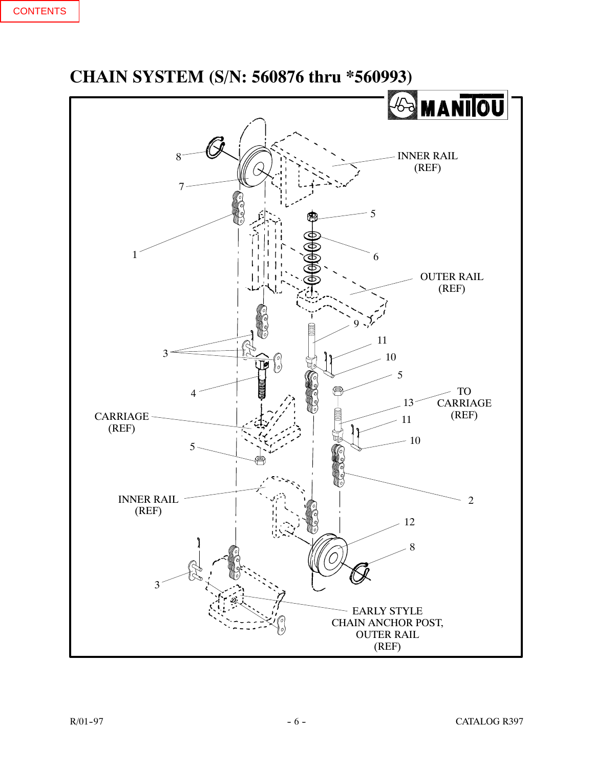CONTENTS

# CHAIN SYSTEM (S/N: 560876 thru *560993)

MANITOU

INNER RAIL (REF)

OUTER RAIL (REF)

TO CARRIAGE (REF)

CARRIAGE (REF)

INNER RAIL (REF)

EARLY STYLE CHAIN ANCHOR POST, OUTER RAIL (REF)

1 2 3 4 5 6 7 8 9 10 11 12 13

R/01-97 CATALOG R397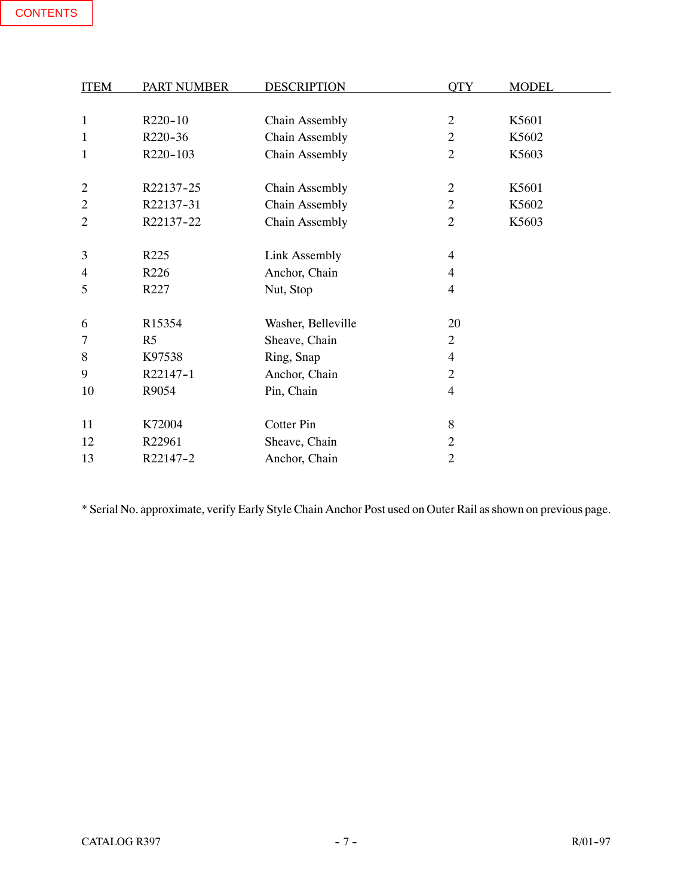CONTENTS

| ITEM | PART NUMBER | DESCRIPTION | QTY | MODEL |
|---|---|---|---|---|
| 1 | R220-10 | Chain Assembly | 2 | K5601 |
| 1 | R220-36 | Chain Assembly | 2 | K5602 |
| 1 | R220-103 | Chain Assembly | 2 | K5603 |
| 2 | R22137-25 | Chain Assembly | 2 | K5601 |
| 2 | R22137-31 | Chain Assembly | 2 | K5602 |
| 2 | R22137-22 | Chain Assembly | 2 | K5603 |
| 3 | R225 | Link Assembly | 4 | |
| 4 | R226 | Anchor, Chain | 4 | |
| 5 | R227 | Nut, Stop | 4 | |
| 6 | R15354 | Washer, Belleville | 20 | |
| 7 | R5 | Sheave, Chain | 2 | |
| 8 | K97538 | Ring, Snap | 4 | |
| 9 | R22147-1 | Anchor, Chain | 2 | |
| 10 | R9054 | Pin, Chain | 4 | |
| 11 | K72004 | Cotter Pin | 8 | |
| 12 | R22961 | Sheave, Chain | 2 | |
| 13 | R22147-2 | Anchor, Chain | 2 | |

* Serial No. approximate, verify Early Style Chain Anchor Post used on Outer Rail as shown on previous page.

CATALOG R397 R/01-97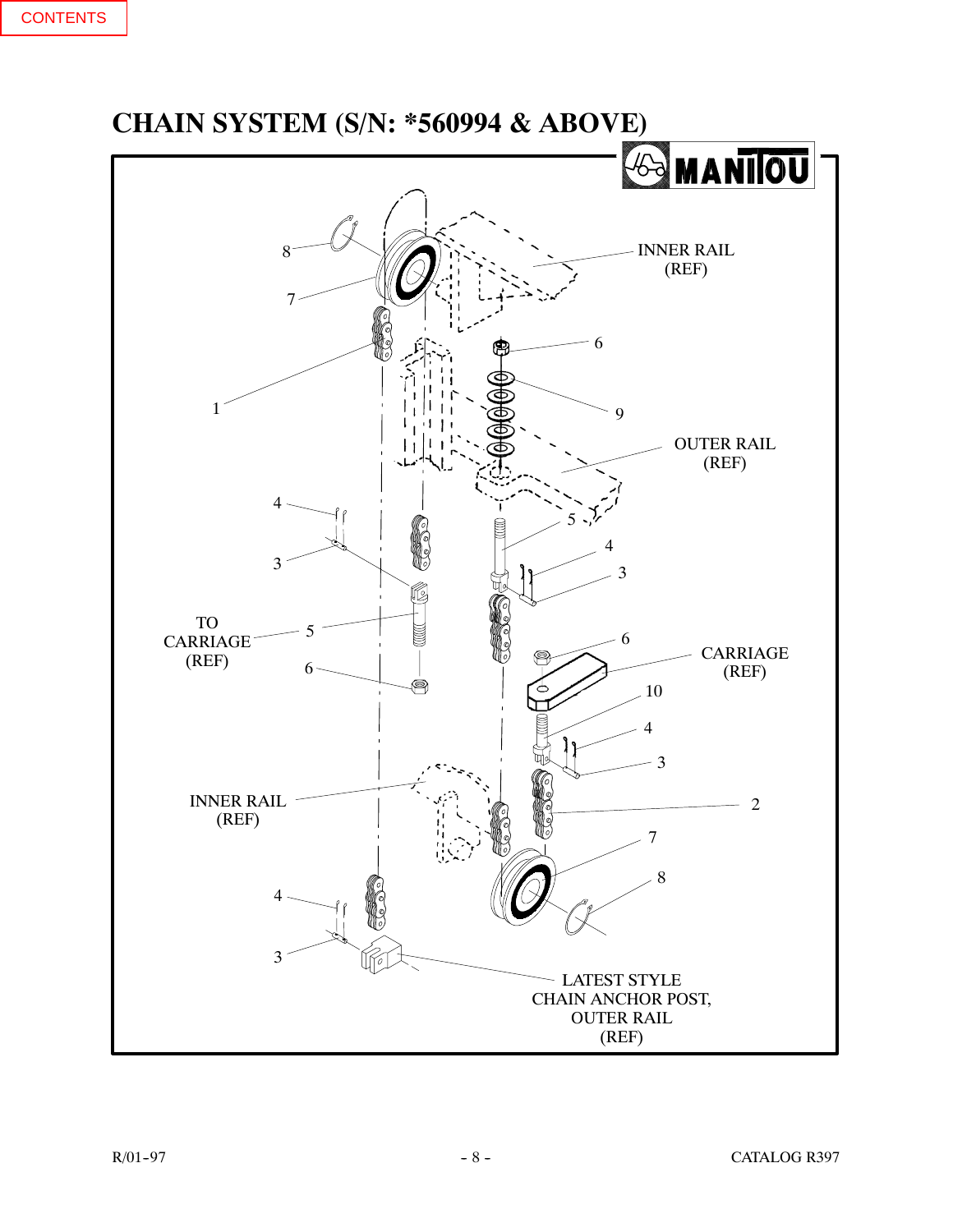# CHAIN SYSTEM (S/N: *560994 & ABOVE)

INNER RAIL (REF)

OUTER RAIL (REF)

TO CARRIAGE (REF)

CARRIAGE (REF)

INNER RAIL (REF)

LATEST STYLE CHAIN ANCHOR POST, OUTER RAIL (REF)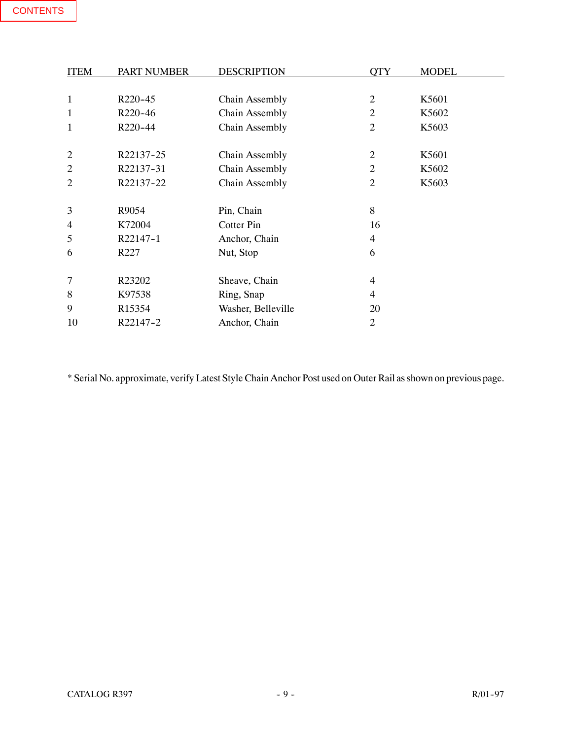CONTENTS

| ITEM | PART NUMBER | DESCRIPTION | QTY | MODEL |
|---|---|---|---|---|
| 1 | R220-45 | Chain Assembly | 2 | K5601 |
| 1 | R220-46 | Chain Assembly | 2 | K5602 |
| 1 | R220-44 | Chain Assembly | 2 | K5603 |
| 2 | R22137-25 | Chain Assembly | 2 | K5601 |
| 2 | R22137-31 | Chain Assembly | 2 | K5602 |
| 2 | R22137-22 | Chain Assembly | 2 | K5603 |
| 3 | R9054 | Pin, Chain | 8 | |
| 4 | K72004 | Cotter Pin | 16 | |
| 5 | R22147-1 | Anchor, Chain | 4 | |
| 6 | R227 | Nut, Stop | 6 | |
| 7 | R23202 | Sheave, Chain | 4 | |
| 8 | K97538 | Ring, Snap | 4 | |
| 9 | R15354 | Washer, Belleville | 20 | |
| 10 | R22147-2 | Anchor, Chain | 2 | |

* Serial No. approximate, verify Latest Style Chain Anchor Post used on Outer Rail as shown on previous page.

CATALOG R397 R/01-97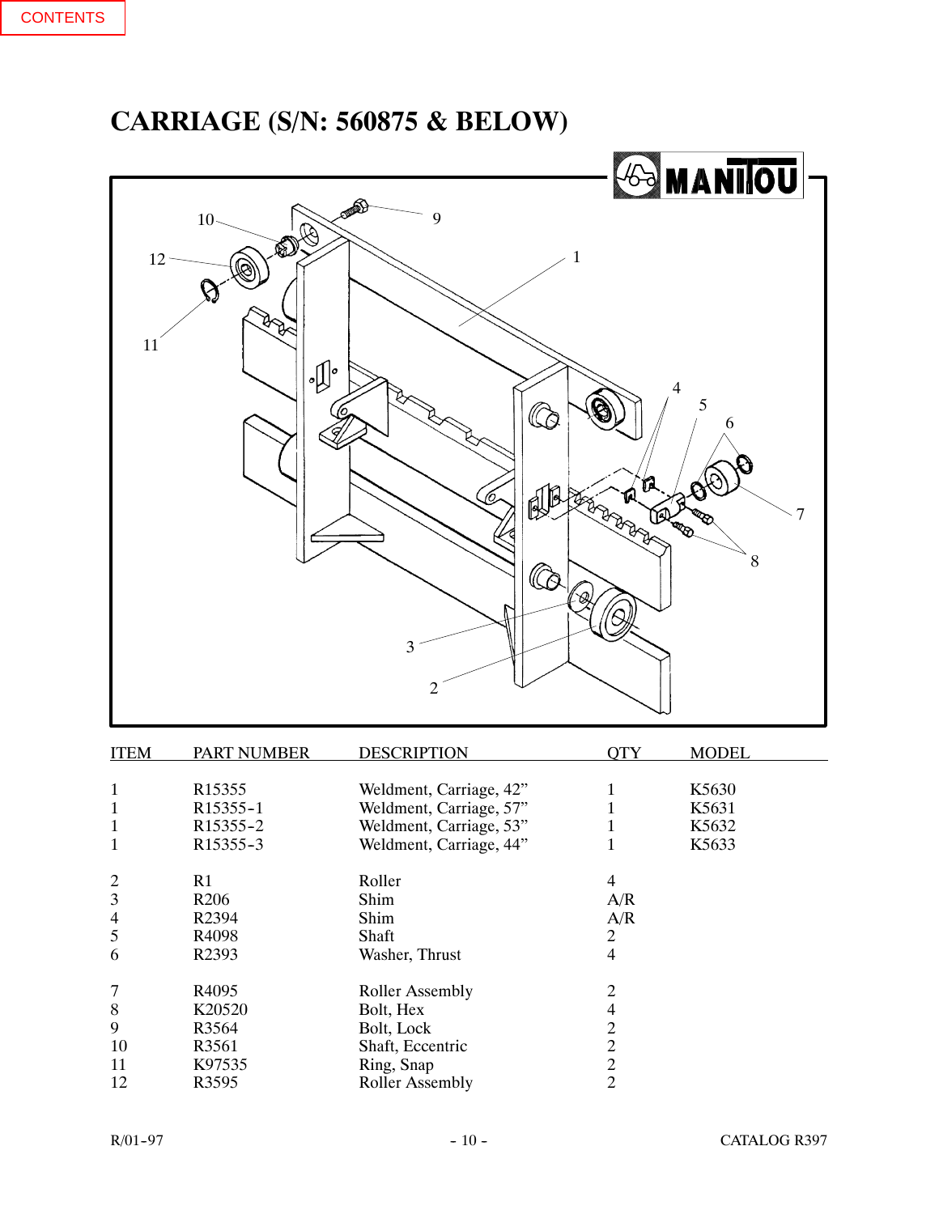CONTENTS

# CARRIAGE (S/N: 560875 & BELOW)

| ITEM | PART NUMBER | DESCRIPTION | QTY | MODEL |
|---|---|---|---|---|
| 1 | R15355 | Weldment, Carriage, 42” | 1 | K5630 |
| 1 | R15355-1 | Weldment, Carriage, 57” | 1 | K5631 |
| 1 | R15355-2 | Weldment, Carriage, 53” | 1 | K5632 |
| 1 | R15355-3 | Weldment, Carriage, 44” | 1 | K5633 |
| 2 | R1 | Roller | 4 | |
| 3 | R206 | Shim | A/R | |
| 4 | R2394 | Shim | A/R | |
| 5 | R4098 | Shaft | 2 | |
| 6 | R2393 | Washer, Thrust | 4 | |
| 7 | R4095 | Roller Assembly | 2 | |
| 8 | K20520 | Bolt, Hex | 4 | |
| 9 | R3564 | Bolt, Lock | 2 | |
| 10 | R3561 | Shaft, Eccentric | 2 | |
| 11 | K97535 | Ring, Snap | 2 | |
| 12 | R3595 | Roller Assembly | 2 | |

R/01-97 CATALOG R397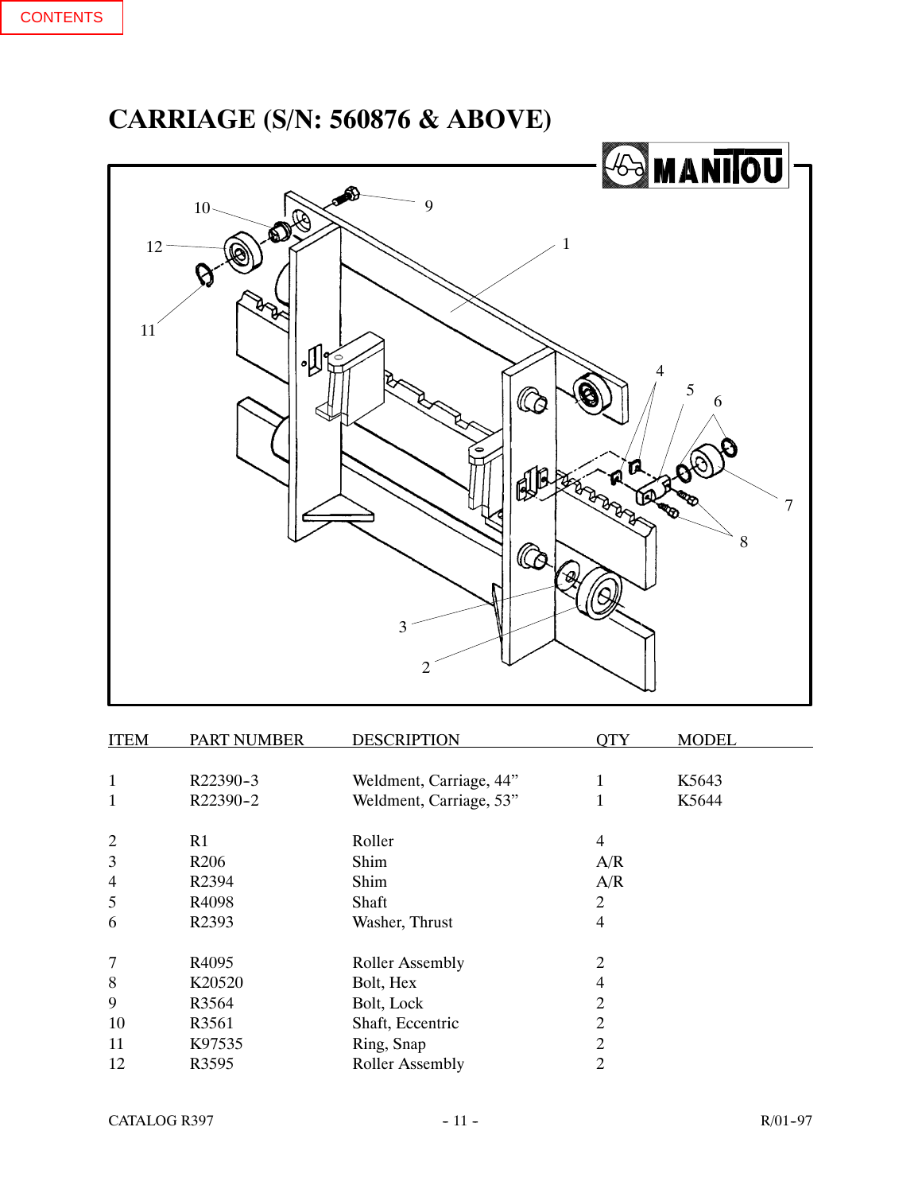# CARRIAGE (S/N: 560876 & ABOVE)

| ITEM | PART NUMBER | DESCRIPTION | QTY | MODEL |
|---|---|---|---|---|
| 1 | R22390-3 | Weldment, Carriage, 44" | 1 | K5643 |
| 1 | R22390-2 | Weldment, Carriage, 53" | 1 | K5644 |
| 2 | R1 | Roller | 4 | |
| 3 | R206 | Shim | A/R | |
| 4 | R2394 | Shim | A/R | |
| 5 | R4098 | Shaft | 2 | |
| 6 | R2393 | Washer, Thrust | 4 | |
| 7 | R4095 | Roller Assembly | 2 | |
| 8 | K20520 | Bolt, Hex | 4 | |
| 9 | R3564 | Bolt, Lock | 2 | |
| 10 | R3561 | Shaft, Eccentric | 2 | |
| 11 | K97535 | Ring, Snap | 2 | |
| 12 | R3595 | Roller Assembly | 2 | |

CATALOG R397 R/01-97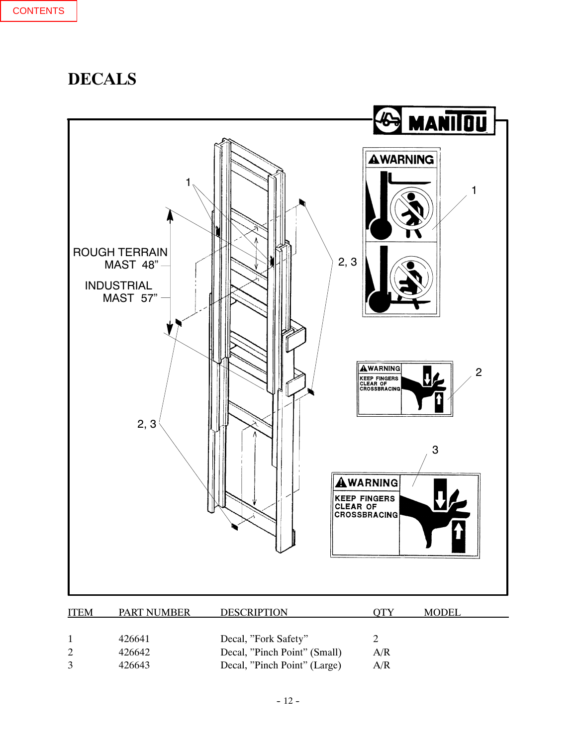# DECALS

ROUGH TERRAIN MAST 48”

INDUSTRIAL MAST 57”

1

2, 3

2, 3

⚠WARNING

1

⚠WARNING KEEP FINGERS CLEAR OF CROSSBRACING

2

3

⚠WARNING KEEP FINGERS CLEAR OF CROSSBRACING

| ITEM | PART NUMBER | DESCRIPTION | QTY | MODEL |
|---|---|---|---|---|
| 1 | 426641 | Decal, ”Fork Safety” | 2 | |
| 2 | 426642 | Decal, ”Pinch Point” (Small) | A/R | |
| 3 | 426643 | Decal, ”Pinch Point” (Large) | A/R | |